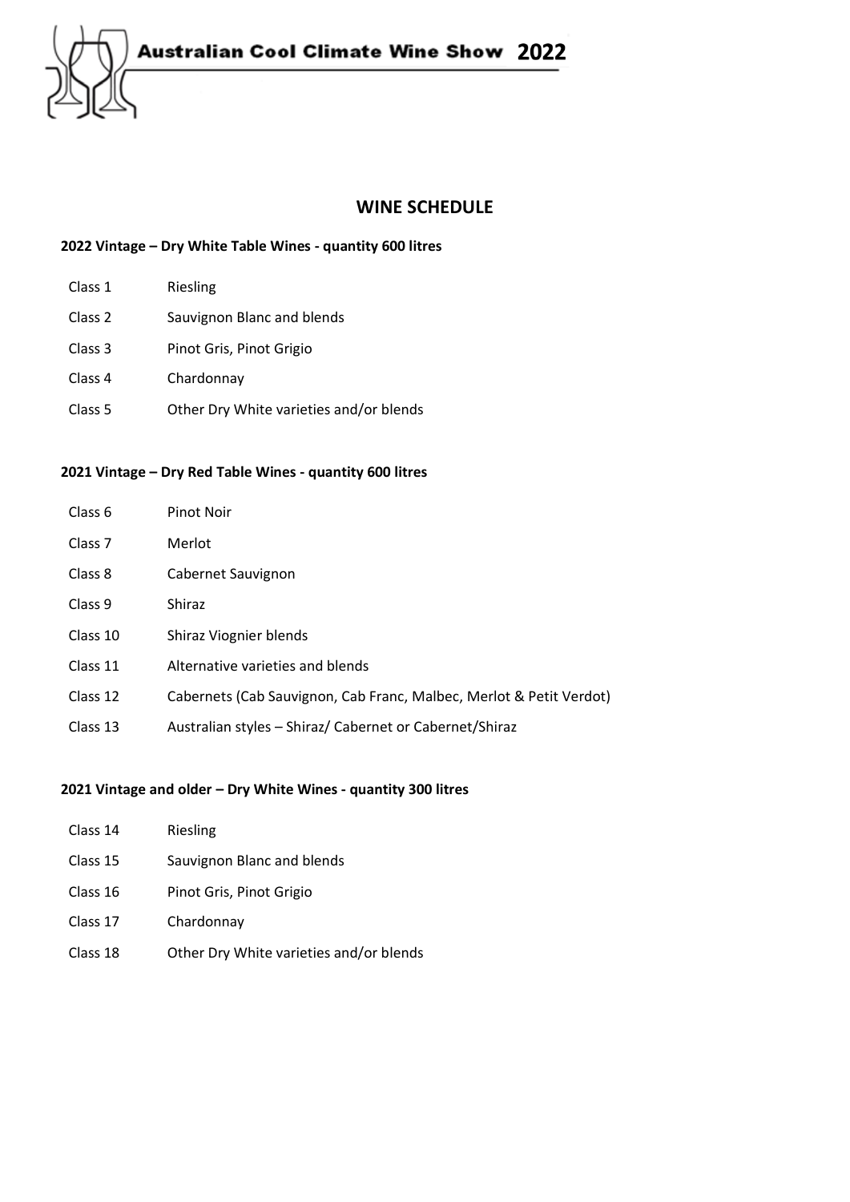# Australian Cool Climate Wine Show 2022

## WINE SCHEDULE

### 2022 Vintage – Dry White Table Wines - quantity 600 litres

| | |
|---|---|
| Class 1 | Riesling |
| Class 2 | Sauvignon Blanc and blends |
| Class 3 | Pinot Gris, Pinot Grigio |
| Class 4 | Chardonnay |
| Class 5 | Other Dry White varieties and/or blends |

### 2021 Vintage – Dry Red Table Wines - quantity 600 litres

| | |
|---|---|
| Class 6 | Pinot Noir |
| Class 7 | Merlot |
| Class 8 | Cabernet Sauvignon |
| Class 9 | Shiraz |
| Class 10 | Shiraz Viognier blends |
| Class 11 | Alternative varieties and blends |
| Class 12 | Cabernets (Cab Sauvignon, Cab Franc, Malbec, Merlot & Petit Verdot) |
| Class 13 | Australian styles – Shiraz/ Cabernet or Cabernet/Shiraz |

### 2021 Vintage and older – Dry White Wines - quantity 300 litres

| | |
|---|---|
| Class 14 | Riesling |
| Class 15 | Sauvignon Blanc and blends |
| Class 16 | Pinot Gris, Pinot Grigio |
| Class 17 | Chardonnay |
| Class 18 | Other Dry White varieties and/or blends |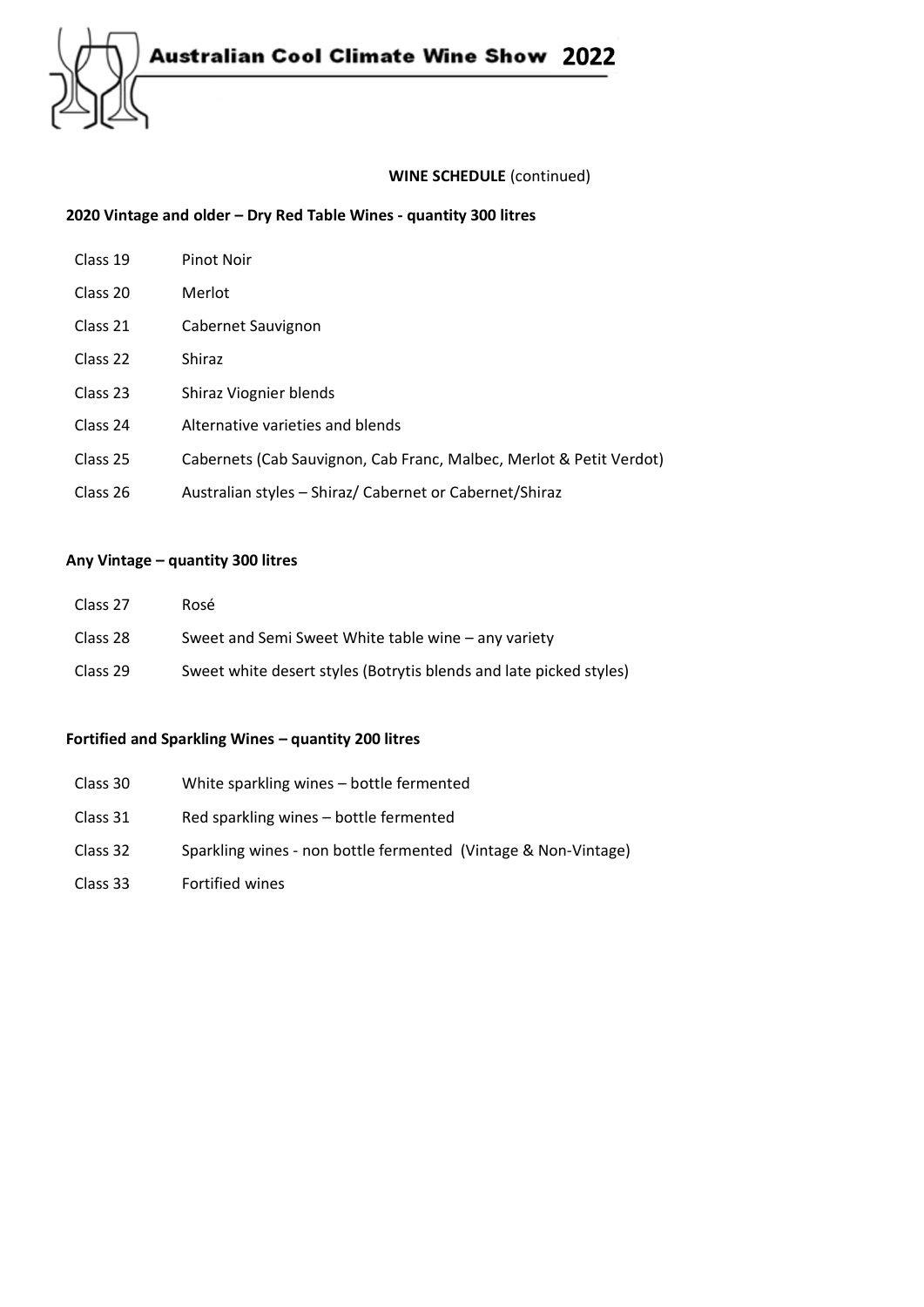# Australian Cool Climate Wine Show 2022

**WINE SCHEDULE** (continued)

**2020 Vintage and older – Dry Red Table Wines - quantity 300 litres**

| | |
|---|---|
| Class 19 | Pinot Noir |
| Class 20 | Merlot |
| Class 21 | Cabernet Sauvignon |
| Class 22 | Shiraz |
| Class 23 | Shiraz Viognier blends |
| Class 24 | Alternative varieties and blends |
| Class 25 | Cabernets (Cab Sauvignon, Cab Franc, Malbec, Merlot & Petit Verdot) |
| Class 26 | Australian styles – Shiraz/ Cabernet or Cabernet/Shiraz |

**Any Vintage – quantity 300 litres**

| | |
|---|---|
| Class 27 | Rosé |
| Class 28 | Sweet and Semi Sweet White table wine – any variety |
| Class 29 | Sweet white desert styles (Botrytis blends and late picked styles) |

**Fortified and Sparkling Wines – quantity 200 litres**

| | |
|---|---|
| Class 30 | White sparkling wines – bottle fermented |
| Class 31 | Red sparkling wines – bottle fermented |
| Class 32 | Sparkling wines - non bottle fermented (Vintage & Non-Vintage) |
| Class 33 | Fortified wines |